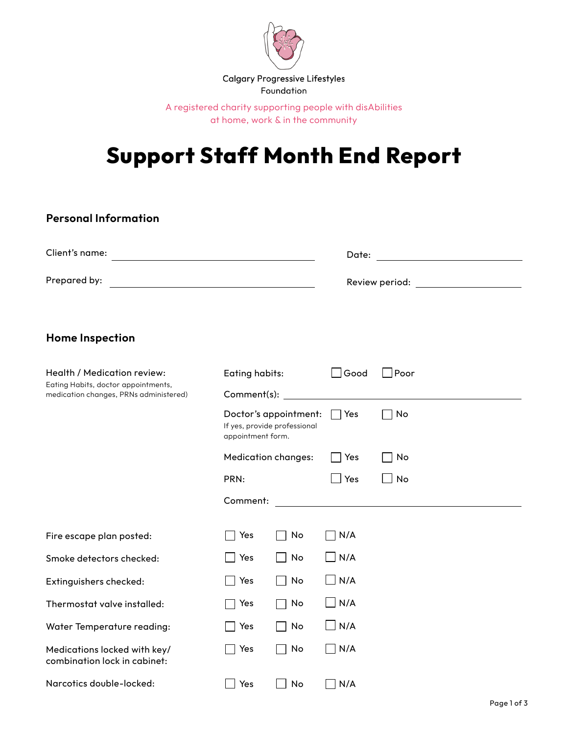Calgary Progressive Lifestyles Foundation

A registered charity supporting people with disAbilities at home, work & in the community

# Support Staff Month End Report

## Personal Information

Client's name: ______________________ Date: ______________________

Prepared by: ______________________ Review period: ______________________

## Home Inspection

**Health / Medication review:**
Eating Habits, doctor appointments, medication changes, PRNs administered)

Eating habits: ☐ Good ☐ Poor

Comment(s): ______________________

Doctor's appointment: ☐ Yes ☐ No
If yes, provide professional appointment form.

Medication changes: ☐ Yes ☐ No

PRN: ☐ Yes ☐ No

Comment: ______________________

| | | | |
|---|---|---|---|
| Fire escape plan posted: | ☐ Yes | ☐ No | ☐ N/A |
| Smoke detectors checked: | ☐ Yes | ☐ No | ☐ N/A |
| Extinguishers checked: | ☐ Yes | ☐ No | ☐ N/A |
| Thermostat valve installed: | ☐ Yes | ☐ No | ☐ N/A |
| Water Temperature reading: | ☐ Yes | ☐ No | ☐ N/A |
| Medications locked with key/ combination lock in cabinet: | ☐ Yes | ☐ No | ☐ N/A |
| Narcotics double-locked: | ☐ Yes | ☐ No | ☐ N/A |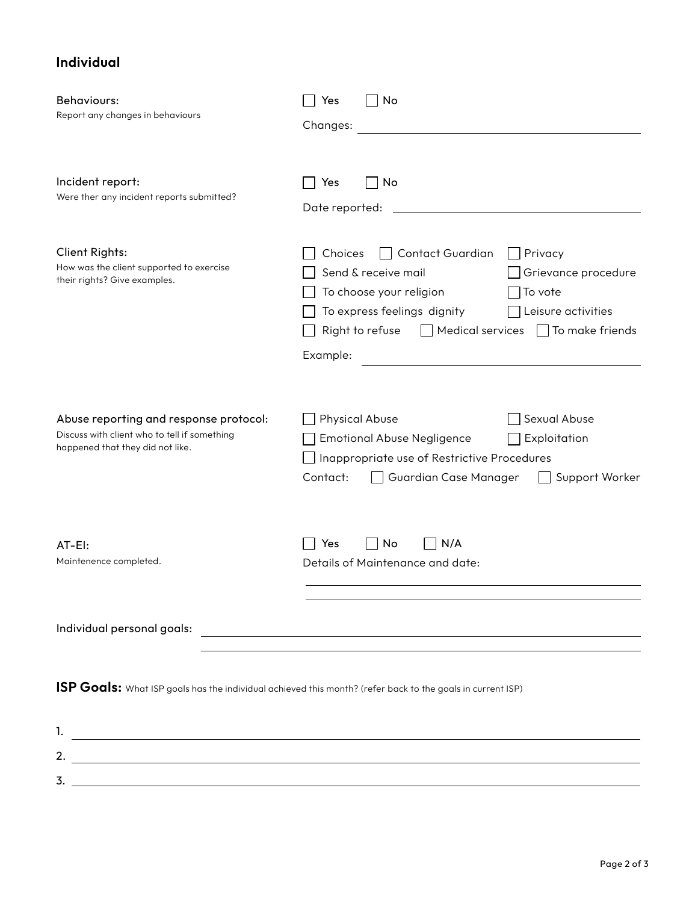## Individual

**Behaviours:**
Report any changes in behaviours

☐ Yes ☐ No

Changes: ______________________________

**Incident report:**
Were ther any incident reports submitted?

☐ Yes ☐ No

Date reported: ______________________________

**Client Rights:**
How was the client supported to exercise their rights? Give examples.

☐ Choices ☐ Contact Guardian ☐ Privacy
☐ Send & receive mail ☐ Grievance procedure
☐ To choose your religion ☐ To vote
☐ To express feelings dignity ☐ Leisure activities
☐ Right to refuse ☐ Medical services ☐ To make friends

Example: ______________________________

**Abuse reporting and response protocol:**
Discuss with client who to tell if something happened that they did not like.

☐ Physical Abuse ☐ Sexual Abuse
☐ Emotional Abuse Negligence ☐ Exploitation
☐ Inappropriate use of Restrictive Procedures

Contact: ☐ Guardian Case Manager ☐ Support Worker

**AT-EI:**
Maintenence completed.

☐ Yes ☐ No ☐ N/A

Details of Maintenance and date:

______________________________

______________________________

**Individual personal goals:** ______________________________

______________________________

**ISP Goals:** What ISP goals has the individual achieved this month? (refer back to the goals in current ISP)

1. ______________________________
2. ______________________________
3. ______________________________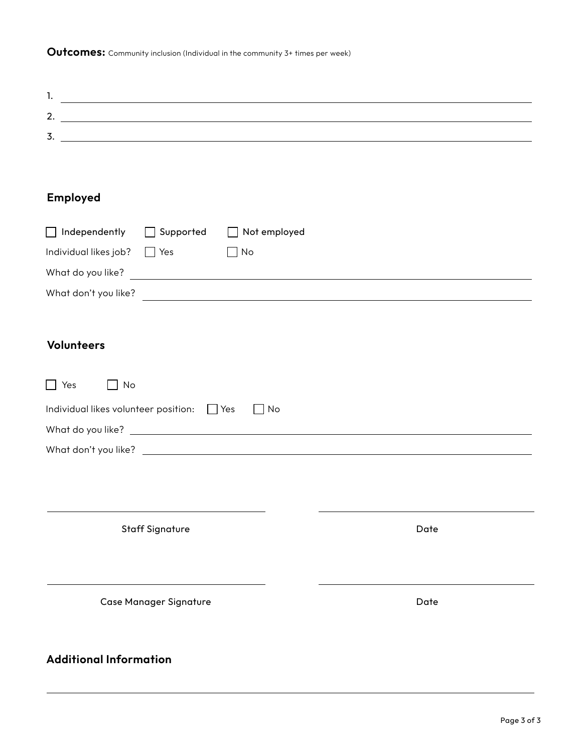**Outcomes:** Community inclusion (Individual in the community 3+ times per week)

1. ______________________________
2. ______________________________
3. ______________________________

## Employed

☐ Independently ☐ Supported ☐ Not employed

Individual likes job? ☐ Yes ☐ No

What do you like? ______________________________

What don't you like? ______________________________

## Volunteers

☐ Yes ☐ No

Individual likes volunteer position: ☐ Yes ☐ No

What do you like? ______________________________

What don't you like? ______________________________

______________________________ ______________________________

Staff Signature Date

______________________________ ______________________________

Case Manager Signature Date

## Additional Information

______________________________